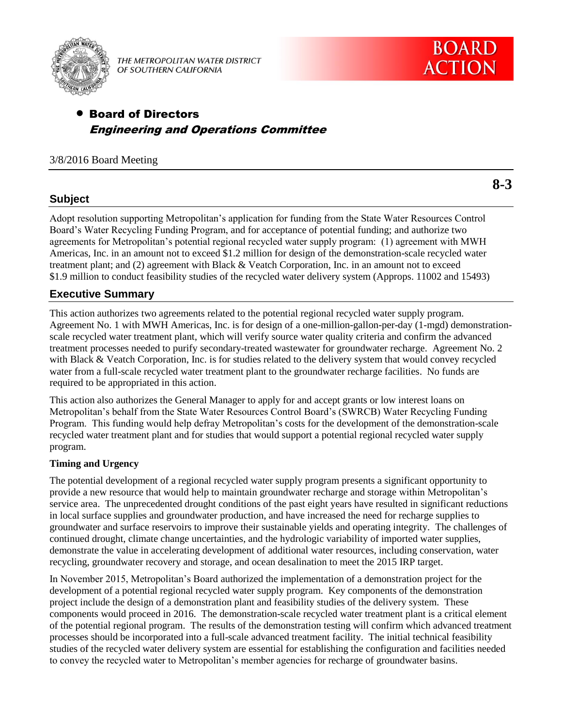THE METROPOLITAN WATER DISTRICT OF SOUTHERN CALIFORNIA

**BOARD ACTION**

- **Board of Directors**
  ***Engineering and Operations Committee***

3/8/2016 Board Meeting

**8-3**

## Subject

Adopt resolution supporting Metropolitan's application for funding from the State Water Resources Control Board's Water Recycling Funding Program, and for acceptance of potential funding; and authorize two agreements for Metropolitan's potential regional recycled water supply program: (1) agreement with MWH Americas, Inc. in an amount not to exceed $1.2 million for design of the demonstration-scale recycled water treatment plant; and (2) agreement with Black & Veatch Corporation, Inc. in an amount not to exceed $1.9 million to conduct feasibility studies of the recycled water delivery system (Approps. 11002 and 15493)

## Executive Summary

This action authorizes two agreements related to the potential regional recycled water supply program. Agreement No. 1 with MWH Americas, Inc. is for design of a one-million-gallon-per-day (1-mgd) demonstration-scale recycled water treatment plant, which will verify source water quality criteria and confirm the advanced treatment processes needed to purify secondary-treated wastewater for groundwater recharge. Agreement No. 2 with Black & Veatch Corporation, Inc. is for studies related to the delivery system that would convey recycled water from a full-scale recycled water treatment plant to the groundwater recharge facilities. No funds are required to be appropriated in this action.

This action also authorizes the General Manager to apply for and accept grants or low interest loans on Metropolitan's behalf from the State Water Resources Control Board's (SWRCB) Water Recycling Funding Program. This funding would help defray Metropolitan's costs for the development of the demonstration-scale recycled water treatment plant and for studies that would support a potential regional recycled water supply program.

**Timing and Urgency**

The potential development of a regional recycled water supply program presents a significant opportunity to provide a new resource that would help to maintain groundwater recharge and storage within Metropolitan's service area. The unprecedented drought conditions of the past eight years have resulted in significant reductions in local surface supplies and groundwater production, and have increased the need for recharge supplies to groundwater and surface reservoirs to improve their sustainable yields and operating integrity. The challenges of continued drought, climate change uncertainties, and the hydrologic variability of imported water supplies, demonstrate the value in accelerating development of additional water resources, including conservation, water recycling, groundwater recovery and storage, and ocean desalination to meet the 2015 IRP target.

In November 2015, Metropolitan's Board authorized the implementation of a demonstration project for the development of a potential regional recycled water supply program. Key components of the demonstration project include the design of a demonstration plant and feasibility studies of the delivery system. These components would proceed in 2016. The demonstration-scale recycled water treatment plant is a critical element of the potential regional program. The results of the demonstration testing will confirm which advanced treatment processes should be incorporated into a full-scale advanced treatment facility. The initial technical feasibility studies of the recycled water delivery system are essential for establishing the configuration and facilities needed to convey the recycled water to Metropolitan's member agencies for recharge of groundwater basins.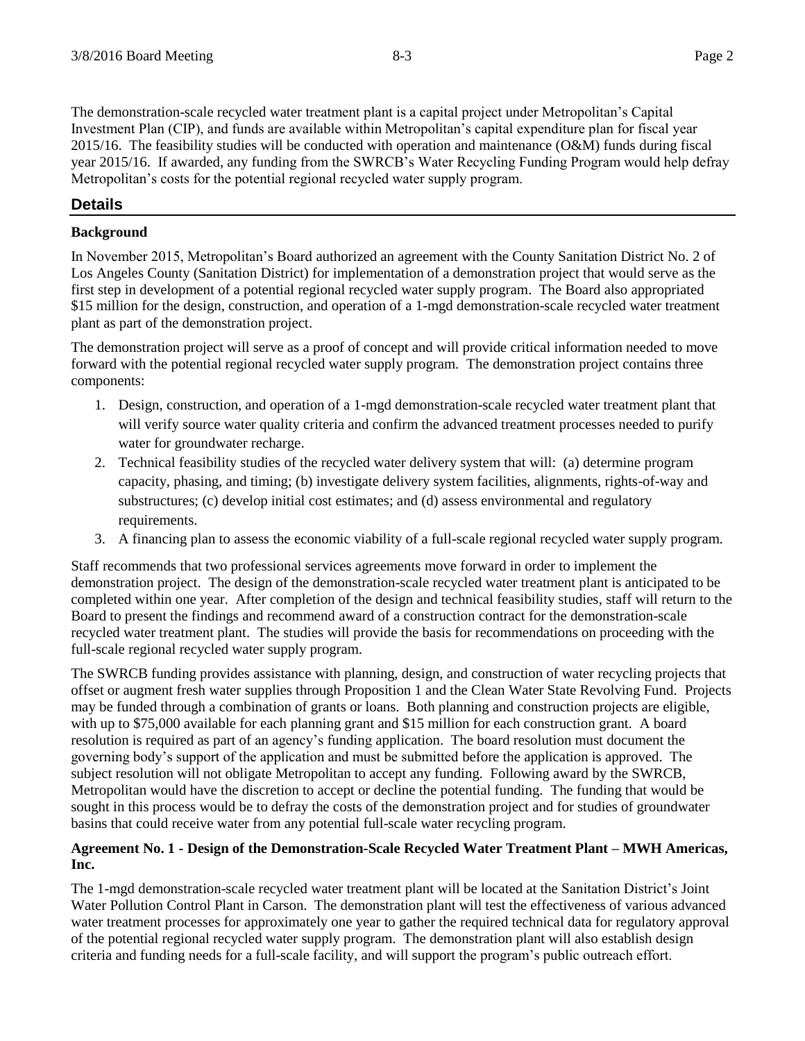The demonstration-scale recycled water treatment plant is a capital project under Metropolitan's Capital Investment Plan (CIP), and funds are available within Metropolitan's capital expenditure plan for fiscal year 2015/16. The feasibility studies will be conducted with operation and maintenance (O&M) funds during fiscal year 2015/16. If awarded, any funding from the SWRCB's Water Recycling Funding Program would help defray Metropolitan's costs for the potential regional recycled water supply program.

## Details

### Background

In November 2015, Metropolitan's Board authorized an agreement with the County Sanitation District No. 2 of Los Angeles County (Sanitation District) for implementation of a demonstration project that would serve as the first step in development of a potential regional recycled water supply program. The Board also appropriated $15 million for the design, construction, and operation of a 1-mgd demonstration-scale recycled water treatment plant as part of the demonstration project.

The demonstration project will serve as a proof of concept and will provide critical information needed to move forward with the potential regional recycled water supply program. The demonstration project contains three components:

1. Design, construction, and operation of a 1-mgd demonstration-scale recycled water treatment plant that will verify source water quality criteria and confirm the advanced treatment processes needed to purify water for groundwater recharge.
2. Technical feasibility studies of the recycled water delivery system that will: (a) determine program capacity, phasing, and timing; (b) investigate delivery system facilities, alignments, rights-of-way and substructures; (c) develop initial cost estimates; and (d) assess environmental and regulatory requirements.
3. A financing plan to assess the economic viability of a full-scale regional recycled water supply program.

Staff recommends that two professional services agreements move forward in order to implement the demonstration project. The design of the demonstration-scale recycled water treatment plant is anticipated to be completed within one year. After completion of the design and technical feasibility studies, staff will return to the Board to present the findings and recommend award of a construction contract for the demonstration-scale recycled water treatment plant. The studies will provide the basis for recommendations on proceeding with the full-scale regional recycled water supply program.

The SWRCB funding provides assistance with planning, design, and construction of water recycling projects that offset or augment fresh water supplies through Proposition 1 and the Clean Water State Revolving Fund. Projects may be funded through a combination of grants or loans. Both planning and construction projects are eligible, with up to $75,000 available for each planning grant and $15 million for each construction grant. A board resolution is required as part of an agency's funding application. The board resolution must document the governing body's support of the application and must be submitted before the application is approved. The subject resolution will not obligate Metropolitan to accept any funding. Following award by the SWRCB, Metropolitan would have the discretion to accept or decline the potential funding. The funding that would be sought in this process would be to defray the costs of the demonstration project and for studies of groundwater basins that could receive water from any potential full-scale water recycling program.

### Agreement No. 1 - Design of the Demonstration-Scale Recycled Water Treatment Plant – MWH Americas, Inc.

The 1-mgd demonstration-scale recycled water treatment plant will be located at the Sanitation District's Joint Water Pollution Control Plant in Carson. The demonstration plant will test the effectiveness of various advanced water treatment processes for approximately one year to gather the required technical data for regulatory approval of the potential regional recycled water supply program. The demonstration plant will also establish design criteria and funding needs for a full-scale facility, and will support the program's public outreach effort.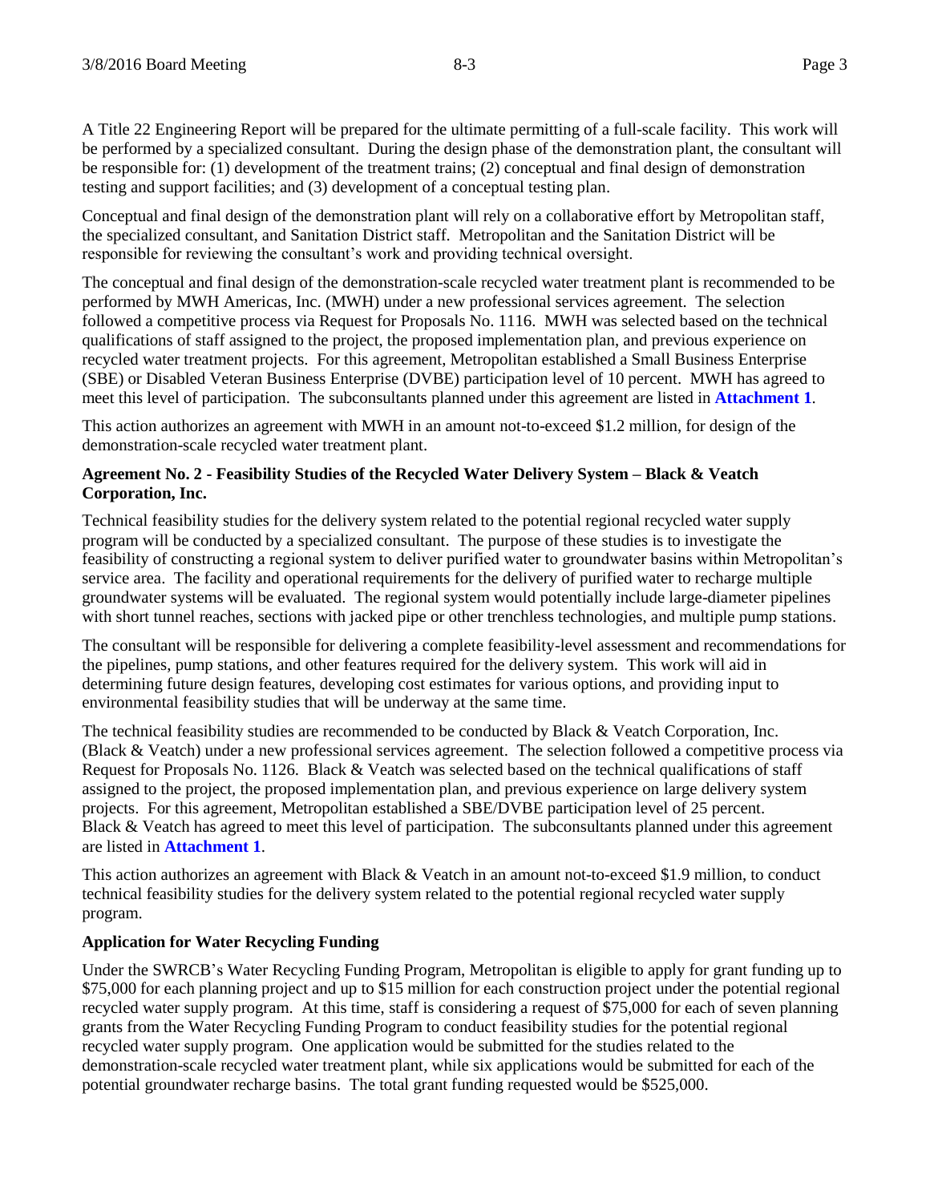A Title 22 Engineering Report will be prepared for the ultimate permitting of a full-scale facility. This work will be performed by a specialized consultant. During the design phase of the demonstration plant, the consultant will be responsible for: (1) development of the treatment trains; (2) conceptual and final design of demonstration testing and support facilities; and (3) development of a conceptual testing plan.

Conceptual and final design of the demonstration plant will rely on a collaborative effort by Metropolitan staff, the specialized consultant, and Sanitation District staff. Metropolitan and the Sanitation District will be responsible for reviewing the consultant's work and providing technical oversight.

The conceptual and final design of the demonstration-scale recycled water treatment plant is recommended to be performed by MWH Americas, Inc. (MWH) under a new professional services agreement. The selection followed a competitive process via Request for Proposals No. 1116. MWH was selected based on the technical qualifications of staff assigned to the project, the proposed implementation plan, and previous experience on recycled water treatment projects. For this agreement, Metropolitan established a Small Business Enterprise (SBE) or Disabled Veteran Business Enterprise (DVBE) participation level of 10 percent. MWH has agreed to meet this level of participation. The subconsultants planned under this agreement are listed in **Attachment 1**.

This action authorizes an agreement with MWH in an amount not-to-exceed $1.2 million, for design of the demonstration-scale recycled water treatment plant.

**Agreement No. 2 - Feasibility Studies of the Recycled Water Delivery System – Black & Veatch Corporation, Inc.**

Technical feasibility studies for the delivery system related to the potential regional recycled water supply program will be conducted by a specialized consultant. The purpose of these studies is to investigate the feasibility of constructing a regional system to deliver purified water to groundwater basins within Metropolitan's service area. The facility and operational requirements for the delivery of purified water to recharge multiple groundwater systems will be evaluated. The regional system would potentially include large-diameter pipelines with short tunnel reaches, sections with jacked pipe or other trenchless technologies, and multiple pump stations.

The consultant will be responsible for delivering a complete feasibility-level assessment and recommendations for the pipelines, pump stations, and other features required for the delivery system. This work will aid in determining future design features, developing cost estimates for various options, and providing input to environmental feasibility studies that will be underway at the same time.

The technical feasibility studies are recommended to be conducted by Black & Veatch Corporation, Inc. (Black & Veatch) under a new professional services agreement. The selection followed a competitive process via Request for Proposals No. 1126. Black & Veatch was selected based on the technical qualifications of staff assigned to the project, the proposed implementation plan, and previous experience on large delivery system projects. For this agreement, Metropolitan established a SBE/DVBE participation level of 25 percent. Black & Veatch has agreed to meet this level of participation. The subconsultants planned under this agreement are listed in **Attachment 1**.

This action authorizes an agreement with Black & Veatch in an amount not-to-exceed $1.9 million, to conduct technical feasibility studies for the delivery system related to the potential regional recycled water supply program.

**Application for Water Recycling Funding**

Under the SWRCB's Water Recycling Funding Program, Metropolitan is eligible to apply for grant funding up to $75,000 for each planning project and up to $15 million for each construction project under the potential regional recycled water supply program. At this time, staff is considering a request of $75,000 for each of seven planning grants from the Water Recycling Funding Program to conduct feasibility studies for the potential regional recycled water supply program. One application would be submitted for the studies related to the demonstration-scale recycled water treatment plant, while six applications would be submitted for each of the potential groundwater recharge basins. The total grant funding requested would be $525,000.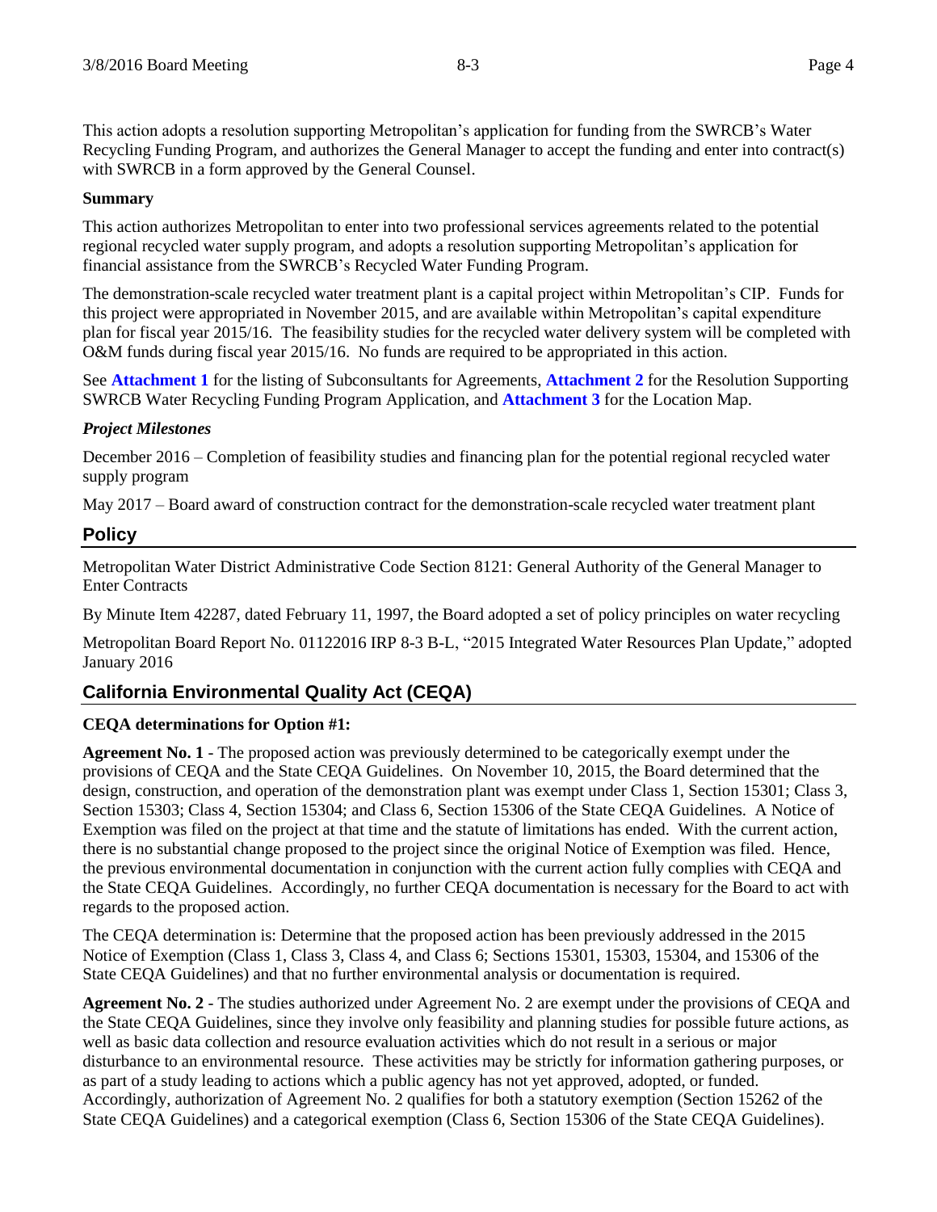This action adopts a resolution supporting Metropolitan's application for funding from the SWRCB's Water Recycling Funding Program, and authorizes the General Manager to accept the funding and enter into contract(s) with SWRCB in a form approved by the General Counsel.

**Summary**

This action authorizes Metropolitan to enter into two professional services agreements related to the potential regional recycled water supply program, and adopts a resolution supporting Metropolitan's application for financial assistance from the SWRCB's Recycled Water Funding Program.

The demonstration-scale recycled water treatment plant is a capital project within Metropolitan's CIP. Funds for this project were appropriated in November 2015, and are available within Metropolitan's capital expenditure plan for fiscal year 2015/16. The feasibility studies for the recycled water delivery system will be completed with O&M funds during fiscal year 2015/16. No funds are required to be appropriated in this action.

See **Attachment 1** for the listing of Subconsultants for Agreements, **Attachment 2** for the Resolution Supporting SWRCB Water Recycling Funding Program Application, and **Attachment 3** for the Location Map.

***Project Milestones***

December 2016 – Completion of feasibility studies and financing plan for the potential regional recycled water supply program

May 2017 – Board award of construction contract for the demonstration-scale recycled water treatment plant

## Policy

Metropolitan Water District Administrative Code Section 8121: General Authority of the General Manager to Enter Contracts

By Minute Item 42287, dated February 11, 1997, the Board adopted a set of policy principles on water recycling

Metropolitan Board Report No. 01122016 IRP 8-3 B-L, "2015 Integrated Water Resources Plan Update," adopted January 2016

## California Environmental Quality Act (CEQA)

**CEQA determinations for Option #1:**

**Agreement No. 1** - The proposed action was previously determined to be categorically exempt under the provisions of CEQA and the State CEQA Guidelines. On November 10, 2015, the Board determined that the design, construction, and operation of the demonstration plant was exempt under Class 1, Section 15301; Class 3, Section 15303; Class 4, Section 15304; and Class 6, Section 15306 of the State CEQA Guidelines. A Notice of Exemption was filed on the project at that time and the statute of limitations has ended. With the current action, there is no substantial change proposed to the project since the original Notice of Exemption was filed. Hence, the previous environmental documentation in conjunction with the current action fully complies with CEQA and the State CEQA Guidelines. Accordingly, no further CEQA documentation is necessary for the Board to act with regards to the proposed action.

The CEQA determination is: Determine that the proposed action has been previously addressed in the 2015 Notice of Exemption (Class 1, Class 3, Class 4, and Class 6; Sections 15301, 15303, 15304, and 15306 of the State CEQA Guidelines) and that no further environmental analysis or documentation is required.

**Agreement No. 2** - The studies authorized under Agreement No. 2 are exempt under the provisions of CEQA and the State CEQA Guidelines, since they involve only feasibility and planning studies for possible future actions, as well as basic data collection and resource evaluation activities which do not result in a serious or major disturbance to an environmental resource. These activities may be strictly for information gathering purposes, or as part of a study leading to actions which a public agency has not yet approved, adopted, or funded. Accordingly, authorization of Agreement No. 2 qualifies for both a statutory exemption (Section 15262 of the State CEQA Guidelines) and a categorical exemption (Class 6, Section 15306 of the State CEQA Guidelines).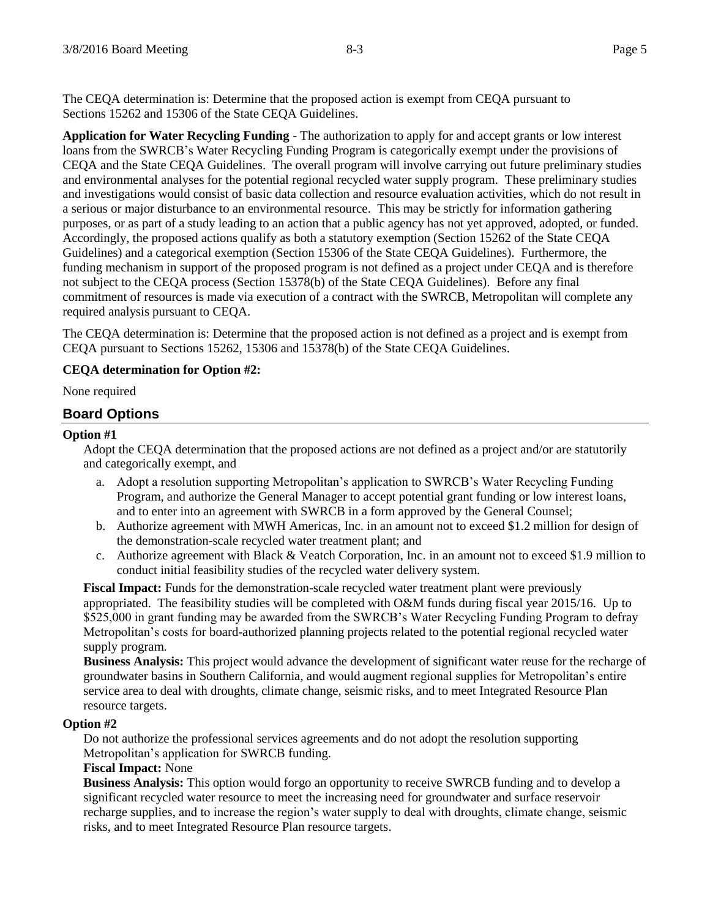The CEQA determination is: Determine that the proposed action is exempt from CEQA pursuant to Sections 15262 and 15306 of the State CEQA Guidelines.

**Application for Water Recycling Funding** - The authorization to apply for and accept grants or low interest loans from the SWRCB's Water Recycling Funding Program is categorically exempt under the provisions of CEQA and the State CEQA Guidelines. The overall program will involve carrying out future preliminary studies and environmental analyses for the potential regional recycled water supply program. These preliminary studies and investigations would consist of basic data collection and resource evaluation activities, which do not result in a serious or major disturbance to an environmental resource. This may be strictly for information gathering purposes, or as part of a study leading to an action that a public agency has not yet approved, adopted, or funded. Accordingly, the proposed actions qualify as both a statutory exemption (Section 15262 of the State CEQA Guidelines) and a categorical exemption (Section 15306 of the State CEQA Guidelines). Furthermore, the funding mechanism in support of the proposed program is not defined as a project under CEQA and is therefore not subject to the CEQA process (Section 15378(b) of the State CEQA Guidelines). Before any final commitment of resources is made via execution of a contract with the SWRCB, Metropolitan will complete any required analysis pursuant to CEQA.

The CEQA determination is: Determine that the proposed action is not defined as a project and is exempt from CEQA pursuant to Sections 15262, 15306 and 15378(b) of the State CEQA Guidelines.

**CEQA determination for Option #2:**

None required

## Board Options

**Option #1**

Adopt the CEQA determination that the proposed actions are not defined as a project and/or are statutorily and categorically exempt, and

a. Adopt a resolution supporting Metropolitan's application to SWRCB's Water Recycling Funding Program, and authorize the General Manager to accept potential grant funding or low interest loans, and to enter into an agreement with SWRCB in a form approved by the General Counsel;
b. Authorize agreement with MWH Americas, Inc. in an amount not to exceed $1.2 million for design of the demonstration-scale recycled water treatment plant; and
c. Authorize agreement with Black & Veatch Corporation, Inc. in an amount not to exceed $1.9 million to conduct initial feasibility studies of the recycled water delivery system.

**Fiscal Impact:** Funds for the demonstration-scale recycled water treatment plant were previously appropriated. The feasibility studies will be completed with O&M funds during fiscal year 2015/16. Up to $525,000 in grant funding may be awarded from the SWRCB's Water Recycling Funding Program to defray Metropolitan's costs for board-authorized planning projects related to the potential regional recycled water supply program.

**Business Analysis:** This project would advance the development of significant water reuse for the recharge of groundwater basins in Southern California, and would augment regional supplies for Metropolitan's entire service area to deal with droughts, climate change, seismic risks, and to meet Integrated Resource Plan resource targets.

**Option #2**

Do not authorize the professional services agreements and do not adopt the resolution supporting Metropolitan's application for SWRCB funding.

**Fiscal Impact:** None

**Business Analysis:** This option would forgo an opportunity to receive SWRCB funding and to develop a significant recycled water resource to meet the increasing need for groundwater and surface reservoir recharge supplies, and to increase the region's water supply to deal with droughts, climate change, seismic risks, and to meet Integrated Resource Plan resource targets.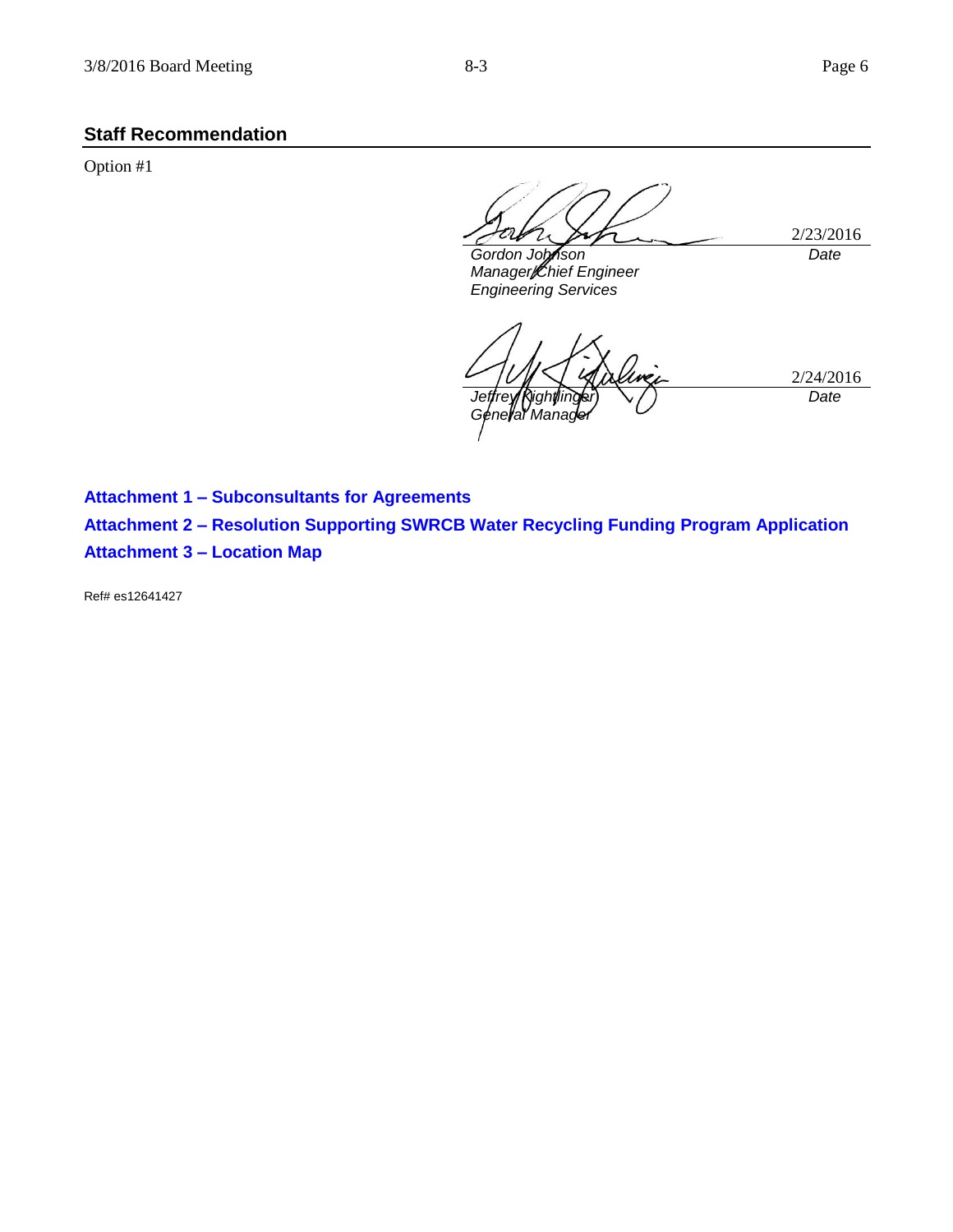## Staff Recommendation

Option #1

| | |
|---|---|
| *Gordon Johnson*<br>*Manager/Chief Engineer*<br>*Engineering Services* | 2/23/2016<br>*Date* |
| *Jeffrey Kightlinger*<br>*General Manager* | 2/24/2016<br>*Date* |

**Attachment 1 – Subconsultants for Agreements**

**Attachment 2 – Resolution Supporting SWRCB Water Recycling Funding Program Application**

**Attachment 3 – Location Map**

Ref# es12641427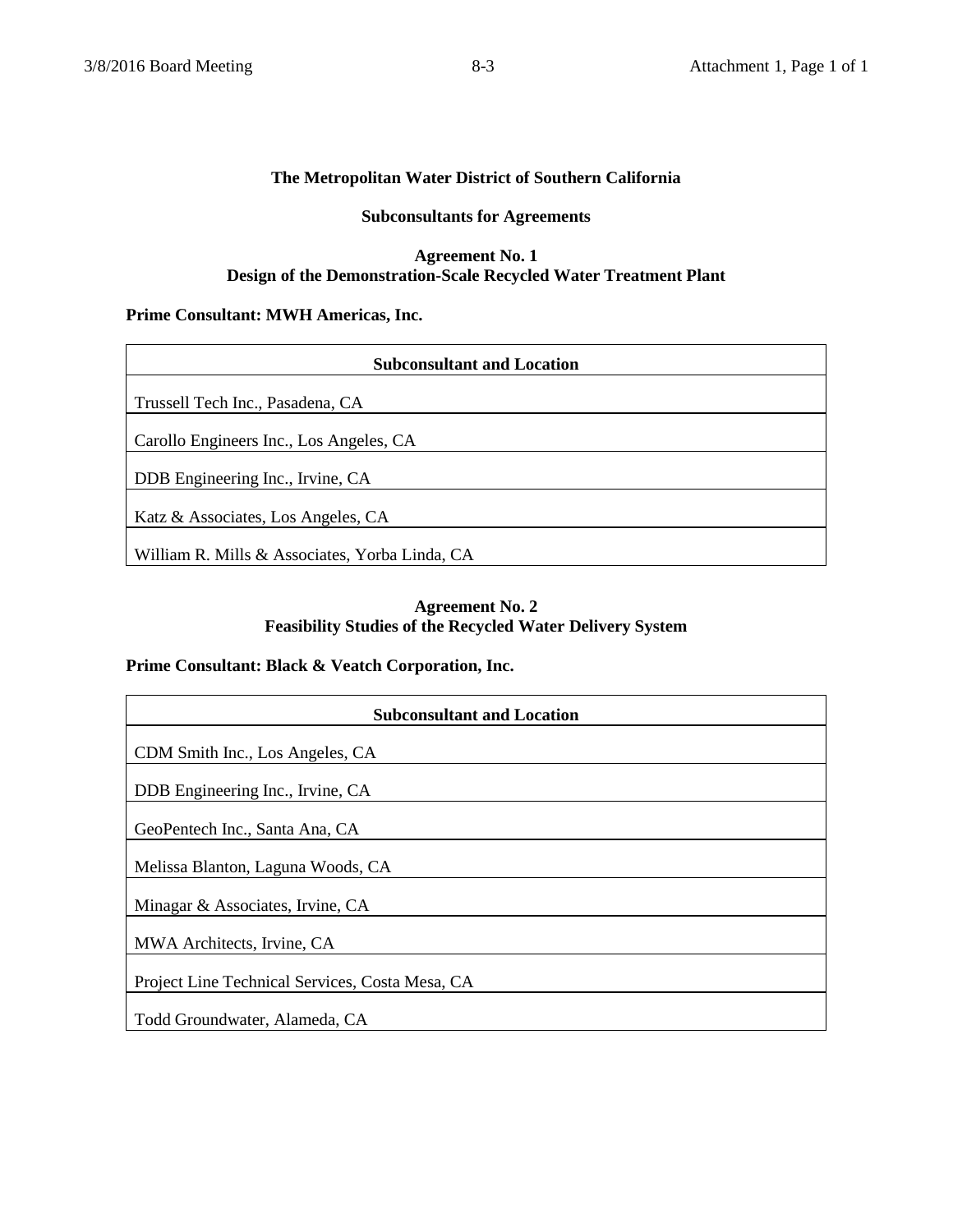**The Metropolitan Water District of Southern California**

**Subconsultants for Agreements**

**Agreement No. 1**
**Design of the Demonstration-Scale Recycled Water Treatment Plant**

**Prime Consultant: MWH Americas, Inc.**

| Subconsultant and Location |
| --- |
| Trussell Tech Inc., Pasadena, CA |
| Carollo Engineers Inc., Los Angeles, CA |
| DDB Engineering Inc., Irvine, CA |
| Katz & Associates, Los Angeles, CA |
| William R. Mills & Associates, Yorba Linda, CA |

**Agreement No. 2**
**Feasibility Studies of the Recycled Water Delivery System**

**Prime Consultant: Black & Veatch Corporation, Inc.**

| Subconsultant and Location |
| --- |
| CDM Smith Inc., Los Angeles, CA |
| DDB Engineering Inc., Irvine, CA |
| GeoPentech Inc., Santa Ana, CA |
| Melissa Blanton, Laguna Woods, CA |
| Minagar & Associates, Irvine, CA |
| MWA Architects, Irvine, CA |
| Project Line Technical Services, Costa Mesa, CA |
| Todd Groundwater, Alameda, CA |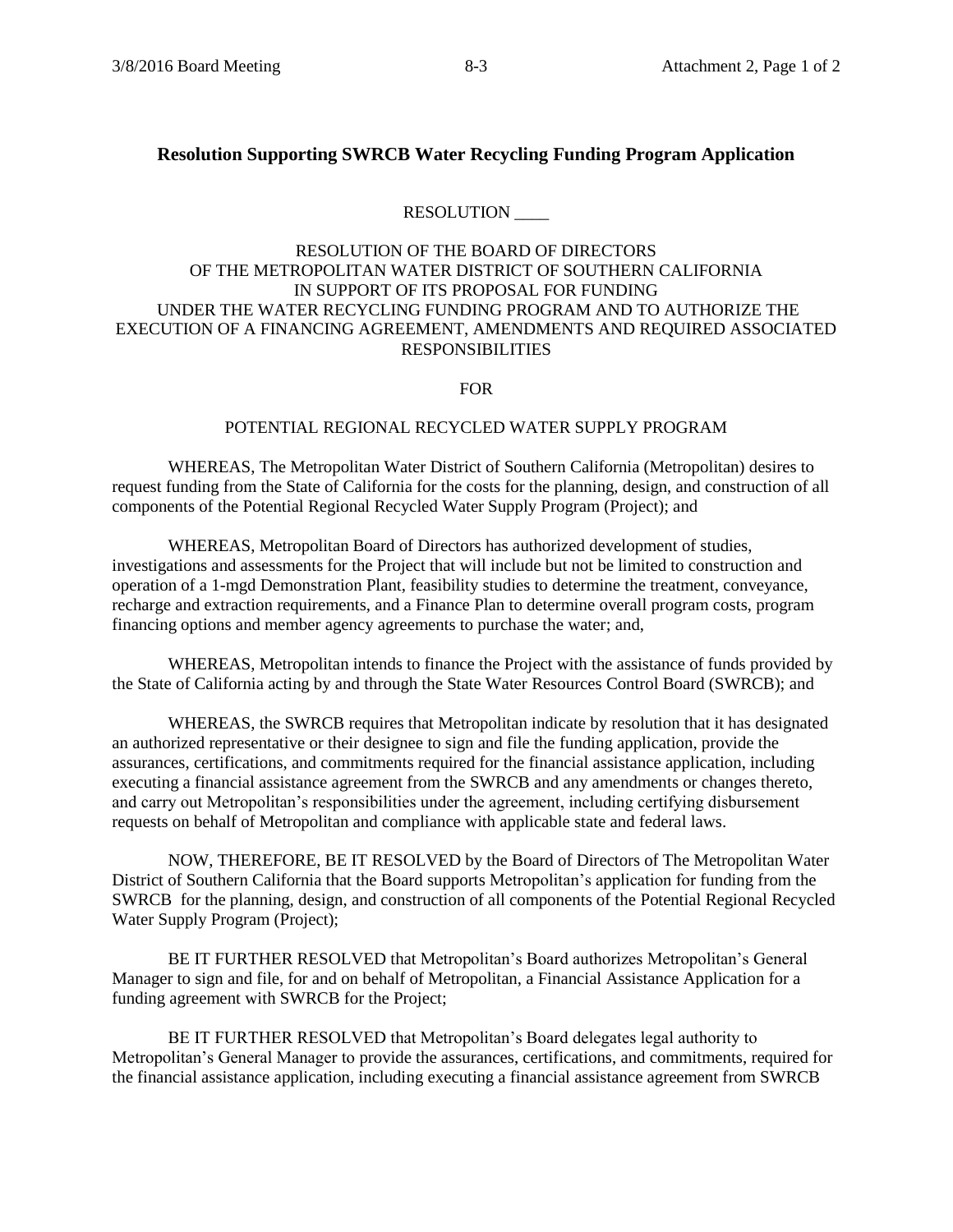## Resolution Supporting SWRCB Water Recycling Funding Program Application

RESOLUTION ____

RESOLUTION OF THE BOARD OF DIRECTORS
OF THE METROPOLITAN WATER DISTRICT OF SOUTHERN CALIFORNIA
IN SUPPORT OF ITS PROPOSAL FOR FUNDING
UNDER THE WATER RECYCLING FUNDING PROGRAM AND TO AUTHORIZE THE EXECUTION OF A FINANCING AGREEMENT, AMENDMENTS AND REQUIRED ASSOCIATED RESPONSIBILITIES

FOR

POTENTIAL REGIONAL RECYCLED WATER SUPPLY PROGRAM

WHEREAS, The Metropolitan Water District of Southern California (Metropolitan) desires to request funding from the State of California for the costs for the planning, design, and construction of all components of the Potential Regional Recycled Water Supply Program (Project); and

WHEREAS, Metropolitan Board of Directors has authorized development of studies, investigations and assessments for the Project that will include but not be limited to construction and operation of a 1-mgd Demonstration Plant, feasibility studies to determine the treatment, conveyance, recharge and extraction requirements, and a Finance Plan to determine overall program costs, program financing options and member agency agreements to purchase the water; and,

WHEREAS, Metropolitan intends to finance the Project with the assistance of funds provided by the State of California acting by and through the State Water Resources Control Board (SWRCB); and

WHEREAS, the SWRCB requires that Metropolitan indicate by resolution that it has designated an authorized representative or their designee to sign and file the funding application, provide the assurances, certifications, and commitments required for the financial assistance application, including executing a financial assistance agreement from the SWRCB and any amendments or changes thereto, and carry out Metropolitan's responsibilities under the agreement, including certifying disbursement requests on behalf of Metropolitan and compliance with applicable state and federal laws.

NOW, THEREFORE, BE IT RESOLVED by the Board of Directors of The Metropolitan Water District of Southern California that the Board supports Metropolitan's application for funding from the SWRCB for the planning, design, and construction of all components of the Potential Regional Recycled Water Supply Program (Project);

BE IT FURTHER RESOLVED that Metropolitan's Board authorizes Metropolitan's General Manager to sign and file, for and on behalf of Metropolitan, a Financial Assistance Application for a funding agreement with SWRCB for the Project;

BE IT FURTHER RESOLVED that Metropolitan's Board delegates legal authority to Metropolitan's General Manager to provide the assurances, certifications, and commitments, required for the financial assistance application, including executing a financial assistance agreement from SWRCB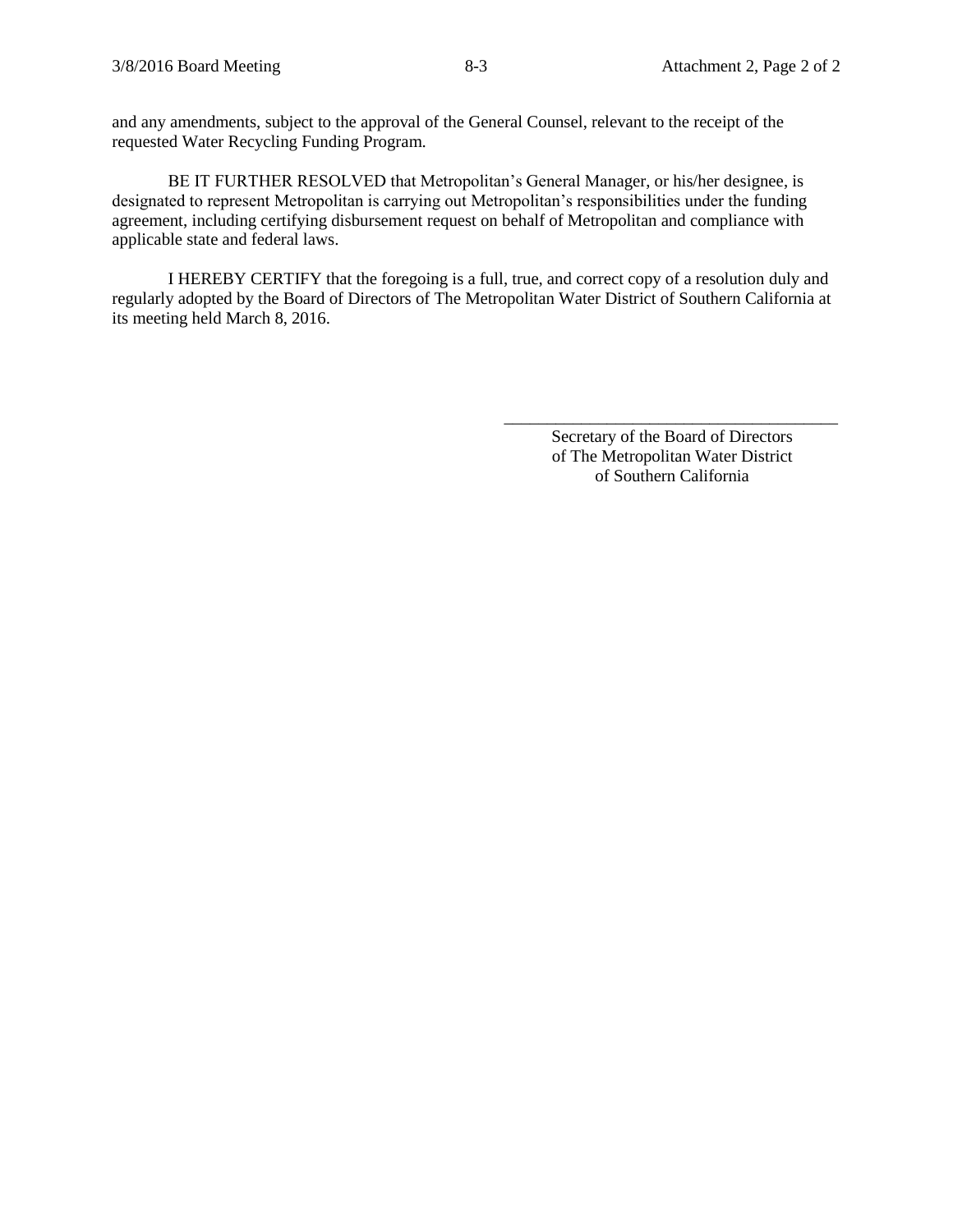and any amendments, subject to the approval of the General Counsel, relevant to the receipt of the requested Water Recycling Funding Program.

BE IT FURTHER RESOLVED that Metropolitan's General Manager, or his/her designee, is designated to represent Metropolitan is carrying out Metropolitan's responsibilities under the funding agreement, including certifying disbursement request on behalf of Metropolitan and compliance with applicable state and federal laws.

I HEREBY CERTIFY that the foregoing is a full, true, and correct copy of a resolution duly and regularly adopted by the Board of Directors of The Metropolitan Water District of Southern California at its meeting held March 8, 2016.

\_\_\_\_\_\_\_\_\_\_\_\_\_\_\_\_\_\_\_\_\_\_\_\_\_\_\_\_\_\_\_\_\_\_\_\_\_\_\_\_

Secretary of the Board of Directors
of The Metropolitan Water District
of Southern California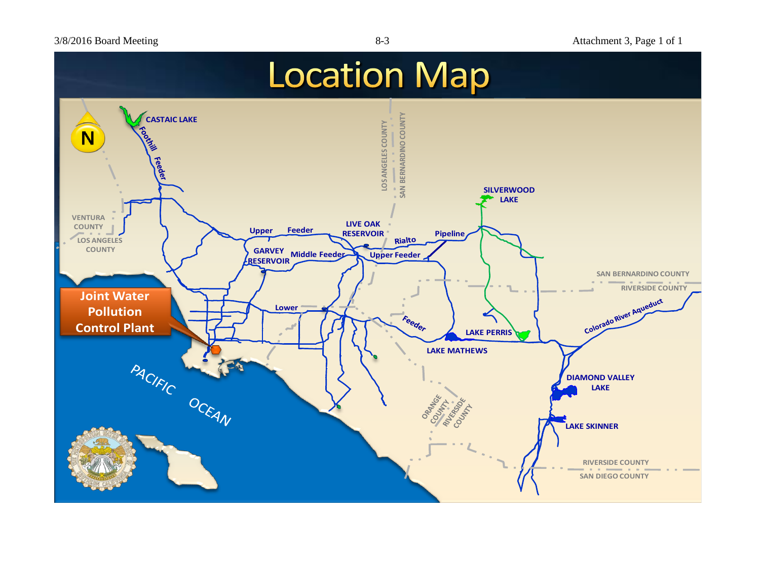# Location Map

CASTAIC LAKE

Foothill Feeder

VENTURA COUNTY

LOS ANGELES COUNTY

LOS ANGELES COUNTY

SAN BERNARDINO COUNTY

SILVERWOOD LAKE

Upper Feeder

LIVE OAK RESERVOIR

Rialto Pipeline

GARVEY RESERVOIR

Middle Feeder

Upper Feeder

SAN BERNARDINO COUNTY

RIVERSIDE COUNTY

Joint Water Pollution Control Plant

Lower Feeder

LAKE PERRIS

Colorado River Aqueduct

LAKE MATHEWS

DIAMOND VALLEY LAKE

PACIFIC OCEAN

ORANGE COUNTY

RIVERSIDE COUNTY

LAKE SKINNER

RIVERSIDE COUNTY

SAN DIEGO COUNTY